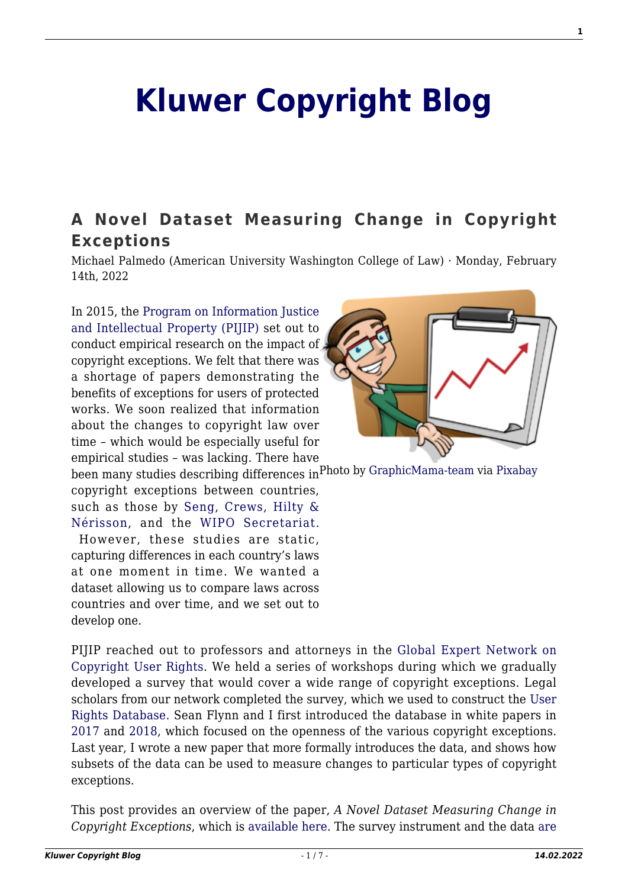# Kluwer Copyright Blog

## A Novel Dataset Measuring Change in Copyright Exceptions

Michael Palmedo (American University Washington College of Law) · Monday, February 14th, 2022

In 2015, the Program on Information Justice and Intellectual Property (PIJIP) set out to conduct empirical research on the impact of copyright exceptions. We felt that there was a shortage of papers demonstrating the benefits of exceptions for users of protected works. We soon realized that information about the changes to copyright law over time – which would be especially useful for empirical studies – was lacking. There have been many studies describing differences in copyright exceptions between countries, such as those by Seng, Crews, Hilty & Nérisson, and the WIPO Secretariat. However, these studies are static, capturing differences in each country's laws at one moment in time. We wanted a dataset allowing us to compare laws across countries and over time, and we set out to develop one.

Photo by GraphicMama-team via Pixabay

PIJIP reached out to professors and attorneys in the Global Expert Network on Copyright User Rights. We held a series of workshops during which we gradually developed a survey that would cover a wide range of copyright exceptions. Legal scholars from our network completed the survey, which we used to construct the User Rights Database. Sean Flynn and I first introduced the database in white papers in 2017 and 2018, which focused on the openness of the various copyright exceptions. Last year, I wrote a new paper that more formally introduces the data, and shows how subsets of the data can be used to measure changes to particular types of copyright exceptions.

This post provides an overview of the paper, *A Novel Dataset Measuring Change in Copyright Exceptions*, which is available here. The survey instrument and the data are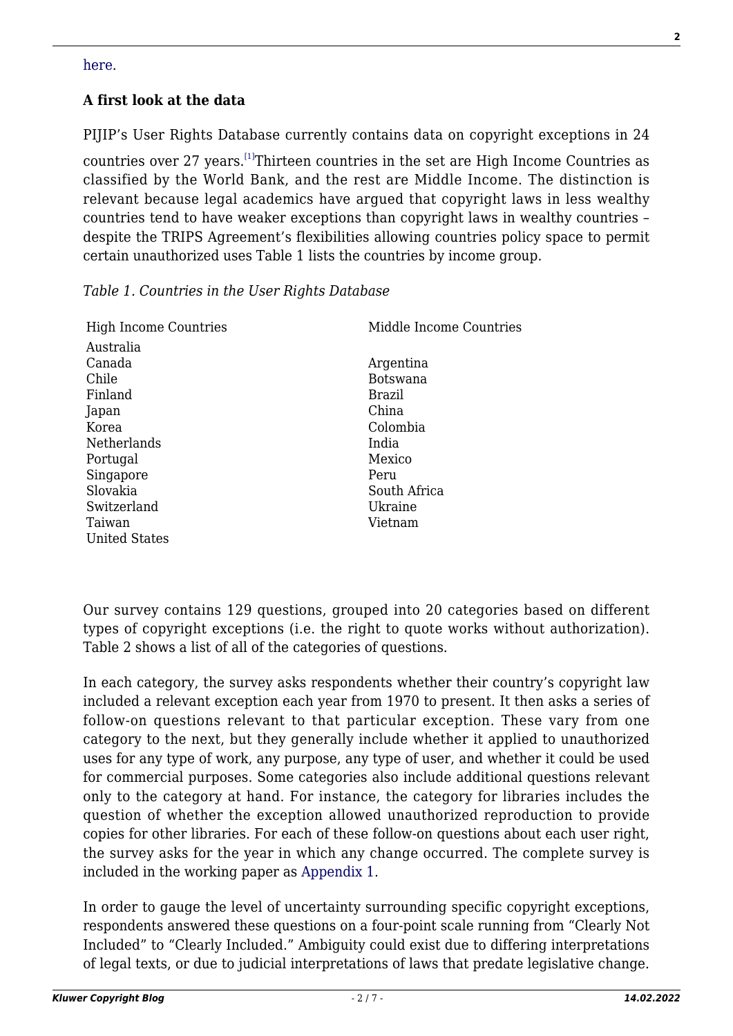here.

**A first look at the data**

PIJIP's User Rights Database currently contains data on copyright exceptions in 24 countries over 27 years.[1]Thirteen countries in the set are High Income Countries as classified by the World Bank, and the rest are Middle Income. The distinction is relevant because legal academics have argued that copyright laws in less wealthy countries tend to have weaker exceptions than copyright laws in wealthy countries – despite the TRIPS Agreement's flexibilities allowing countries policy space to permit certain unauthorized uses Table 1 lists the countries by income group.

*Table 1. Countries in the User Rights Database*

| High Income Countries | Middle Income Countries |
|---|---|
| Australia | |
| Canada | Argentina |
| Chile | Botswana |
| Finland | Brazil |
| Japan | China |
| Korea | Colombia |
| Netherlands | India |
| Portugal | Mexico |
| Singapore | Peru |
| Slovakia | South Africa |
| Switzerland | Ukraine |
| Taiwan | Vietnam |
| United States | |

Our survey contains 129 questions, grouped into 20 categories based on different types of copyright exceptions (i.e. the right to quote works without authorization). Table 2 shows a list of all of the categories of questions.

In each category, the survey asks respondents whether their country's copyright law included a relevant exception each year from 1970 to present. It then asks a series of follow-on questions relevant to that particular exception. These vary from one category to the next, but they generally include whether it applied to unauthorized uses for any type of work, any purpose, any type of user, and whether it could be used for commercial purposes. Some categories also include additional questions relevant only to the category at hand. For instance, the category for libraries includes the question of whether the exception allowed unauthorized reproduction to provide copies for other libraries. For each of these follow-on questions about each user right, the survey asks for the year in which any change occurred. The complete survey is included in the working paper as Appendix 1.

In order to gauge the level of uncertainty surrounding specific copyright exceptions, respondents answered these questions on a four-point scale running from "Clearly Not Included" to "Clearly Included." Ambiguity could exist due to differing interpretations of legal texts, or due to judicial interpretations of laws that predate legislative change.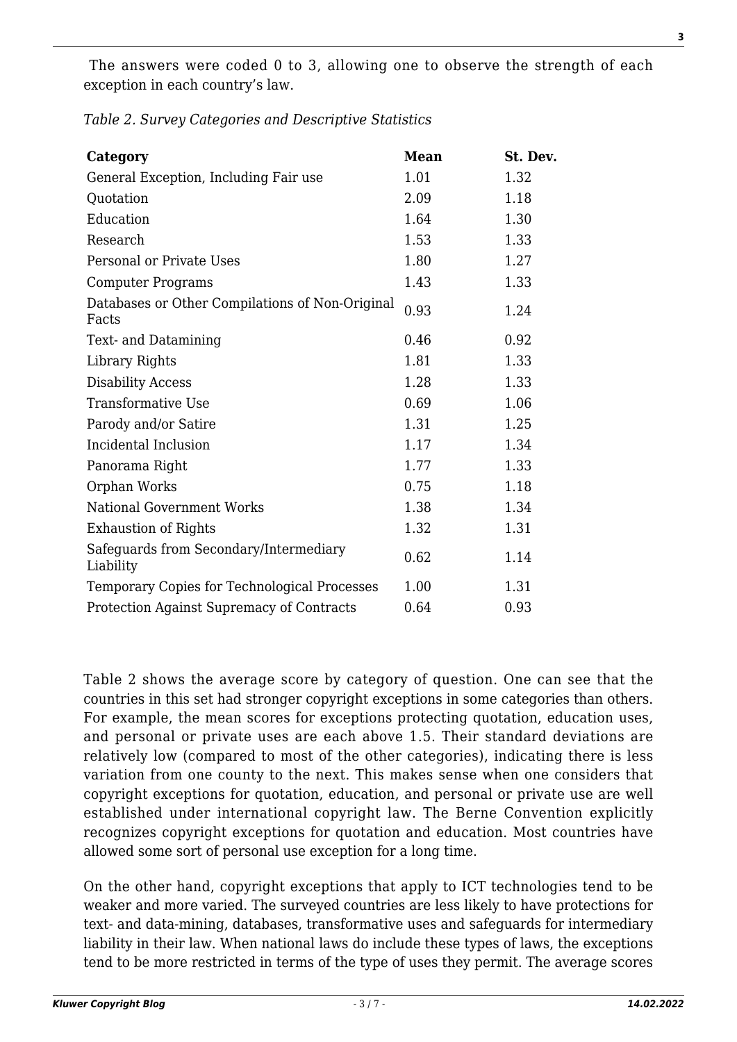The answers were coded 0 to 3, allowing one to observe the strength of each exception in each country's law.

*Table 2. Survey Categories and Descriptive Statistics*

| Category | Mean | St. Dev. |
|---|---|---|
| General Exception, Including Fair use | 1.01 | 1.32 |
| Quotation | 2.09 | 1.18 |
| Education | 1.64 | 1.30 |
| Research | 1.53 | 1.33 |
| Personal or Private Uses | 1.80 | 1.27 |
| Computer Programs | 1.43 | 1.33 |
| Databases or Other Compilations of Non-Original Facts | 0.93 | 1.24 |
| Text- and Datamining | 0.46 | 0.92 |
| Library Rights | 1.81 | 1.33 |
| Disability Access | 1.28 | 1.33 |
| Transformative Use | 0.69 | 1.06 |
| Parody and/or Satire | 1.31 | 1.25 |
| Incidental Inclusion | 1.17 | 1.34 |
| Panorama Right | 1.77 | 1.33 |
| Orphan Works | 0.75 | 1.18 |
| National Government Works | 1.38 | 1.34 |
| Exhaustion of Rights | 1.32 | 1.31 |
| Safeguards from Secondary/Intermediary Liability | 0.62 | 1.14 |
| Temporary Copies for Technological Processes | 1.00 | 1.31 |
| Protection Against Supremacy of Contracts | 0.64 | 0.93 |

Table 2 shows the average score by category of question. One can see that the countries in this set had stronger copyright exceptions in some categories than others. For example, the mean scores for exceptions protecting quotation, education uses, and personal or private uses are each above 1.5. Their standard deviations are relatively low (compared to most of the other categories), indicating there is less variation from one county to the next. This makes sense when one considers that copyright exceptions for quotation, education, and personal or private use are well established under international copyright law. The Berne Convention explicitly recognizes copyright exceptions for quotation and education. Most countries have allowed some sort of personal use exception for a long time.

On the other hand, copyright exceptions that apply to ICT technologies tend to be weaker and more varied. The surveyed countries are less likely to have protections for text- and data-mining, databases, transformative uses and safeguards for intermediary liability in their law. When national laws do include these types of laws, the exceptions tend to be more restricted in terms of the type of uses they permit. The average scores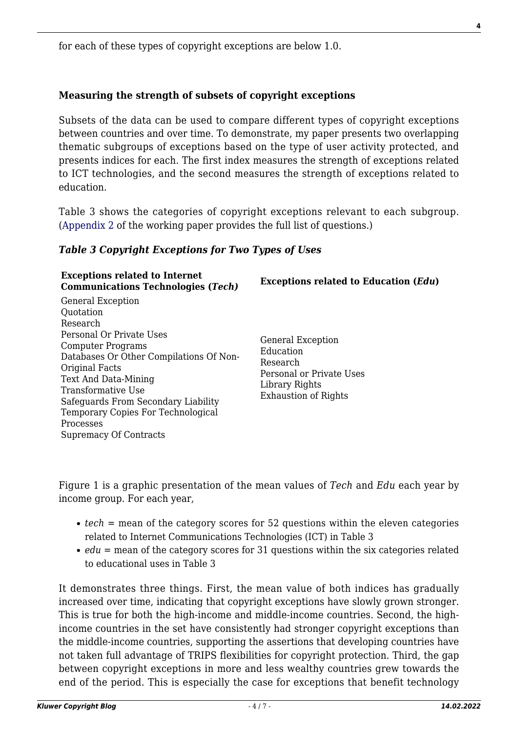for each of these types of copyright exceptions are below 1.0.

**Measuring the strength of subsets of copyright exceptions**

Subsets of the data can be used to compare different types of copyright exceptions between countries and over time. To demonstrate, my paper presents two overlapping thematic subgroups of exceptions based on the type of user activity protected, and presents indices for each. The first index measures the strength of exceptions related to ICT technologies, and the second measures the strength of exceptions related to education.

Table 3 shows the categories of copyright exceptions relevant to each subgroup. (Appendix 2 of the working paper provides the full list of questions.)

***Table 3 Copyright Exceptions for Two Types of Uses***

| **Exceptions related to Internet Communications Technologies (*Tech*)** | **Exceptions related to Education (*Edu*)** |
|---|---|
| General Exception<br>Quotation<br>Research<br>Personal Or Private Uses<br>Computer Programs<br>Databases Or Other Compilations Of Non-Original Facts<br>Text And Data-Mining<br>Transformative Use<br>Safeguards From Secondary Liability<br>Temporary Copies For Technological Processes<br>Supremacy Of Contracts | General Exception<br>Education<br>Research<br>Personal or Private Uses<br>Library Rights<br>Exhaustion of Rights |

Figure 1 is a graphic presentation of the mean values of *Tech* and *Edu* each year by income group. For each year,

- *tech* = mean of the category scores for 52 questions within the eleven categories related to Internet Communications Technologies (ICT) in Table 3
- *edu* = mean of the category scores for 31 questions within the six categories related to educational uses in Table 3

It demonstrates three things. First, the mean value of both indices has gradually increased over time, indicating that copyright exceptions have slowly grown stronger. This is true for both the high-income and middle-income countries. Second, the high-income countries in the set have consistently had stronger copyright exceptions than the middle-income countries, supporting the assertions that developing countries have not taken full advantage of TRIPS flexibilities for copyright protection. Third, the gap between copyright exceptions in more and less wealthy countries grew towards the end of the period. This is especially the case for exceptions that benefit technology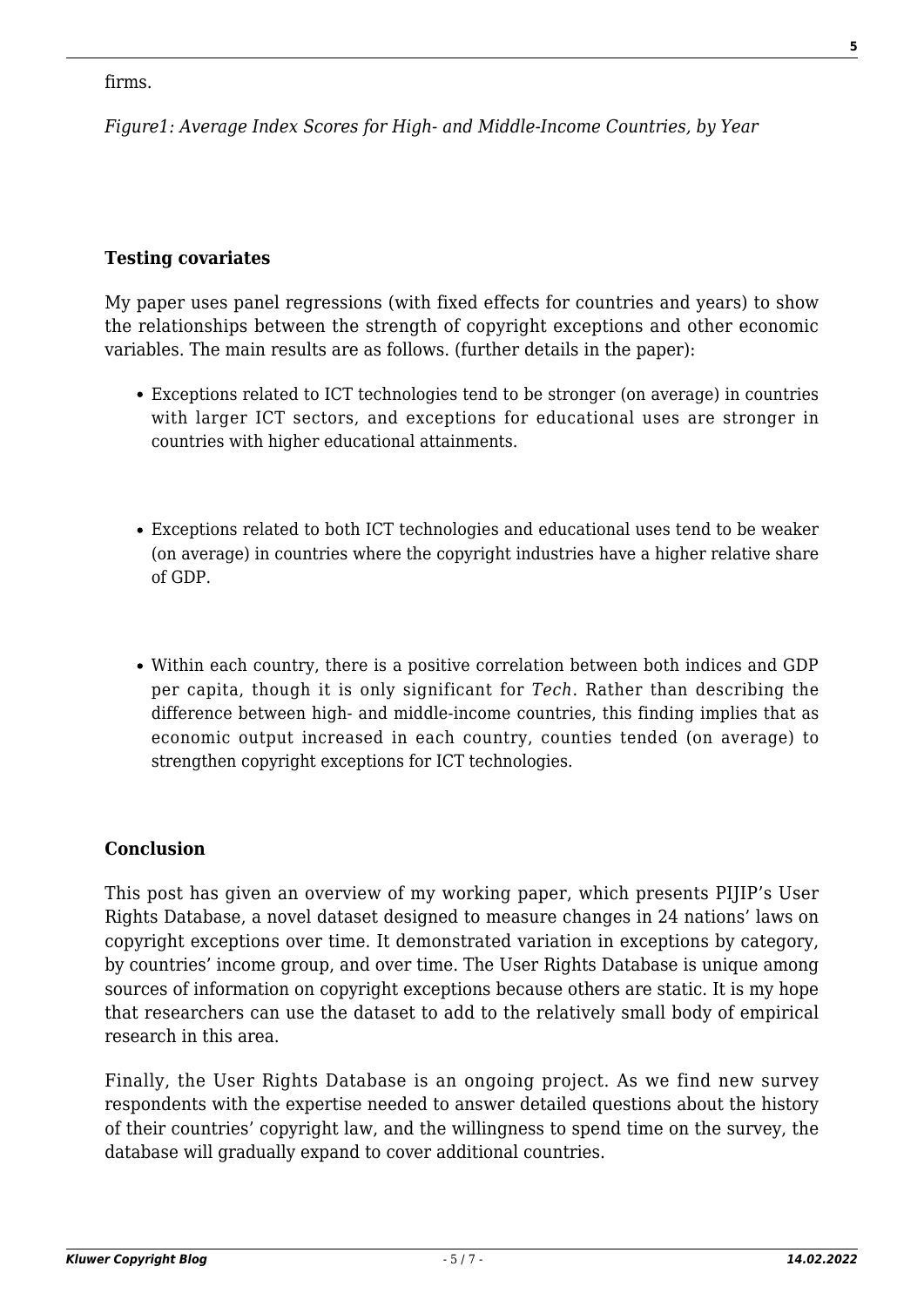firms.

*Figure1: Average Index Scores for High- and Middle-Income Countries, by Year*

### Testing covariates

My paper uses panel regressions (with fixed effects for countries and years) to show the relationships between the strength of copyright exceptions and other economic variables. The main results are as follows. (further details in the paper):

- Exceptions related to ICT technologies tend to be stronger (on average) in countries with larger ICT sectors, and exceptions for educational uses are stronger in countries with higher educational attainments.
- Exceptions related to both ICT technologies and educational uses tend to be weaker (on average) in countries where the copyright industries have a higher relative share of GDP.
- Within each country, there is a positive correlation between both indices and GDP per capita, though it is only significant for *Tech*. Rather than describing the difference between high- and middle-income countries, this finding implies that as economic output increased in each country, counties tended (on average) to strengthen copyright exceptions for ICT technologies.

### Conclusion

This post has given an overview of my working paper, which presents PIJIP's User Rights Database, a novel dataset designed to measure changes in 24 nations' laws on copyright exceptions over time. It demonstrated variation in exceptions by category, by countries' income group, and over time. The User Rights Database is unique among sources of information on copyright exceptions because others are static. It is my hope that researchers can use the dataset to add to the relatively small body of empirical research in this area.

Finally, the User Rights Database is an ongoing project. As we find new survey respondents with the expertise needed to answer detailed questions about the history of their countries' copyright law, and the willingness to spend time on the survey, the database will gradually expand to cover additional countries.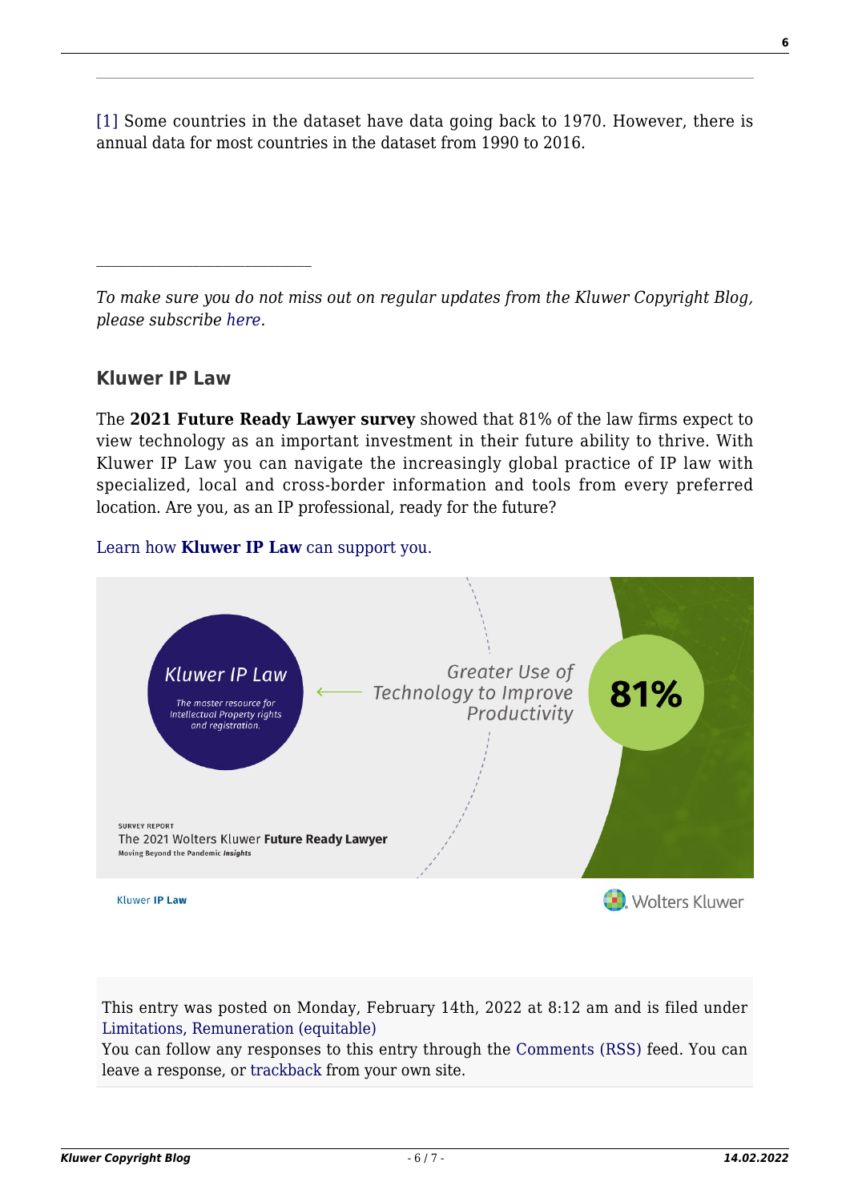[1] Some countries in the dataset have data going back to 1970. However, there is annual data for most countries in the dataset from 1990 to 2016.

---

*To make sure you do not miss out on regular updates from the Kluwer Copyright Blog, please subscribe here.*

### Kluwer IP Law

The **2021 Future Ready Lawyer survey** showed that 81% of the law firms expect to view technology as an important investment in their future ability to thrive. With Kluwer IP Law you can navigate the increasingly global practice of IP law with specialized, local and cross-border information and tools from every preferred location. Are you, as an IP professional, ready for the future?

Learn how **Kluwer IP Law** can support you.

This entry was posted on Monday, February 14th, 2022 at 8:12 am and is filed under Limitations, Remuneration (equitable)
You can follow any responses to this entry through the Comments (RSS) feed. You can leave a response, or trackback from your own site.